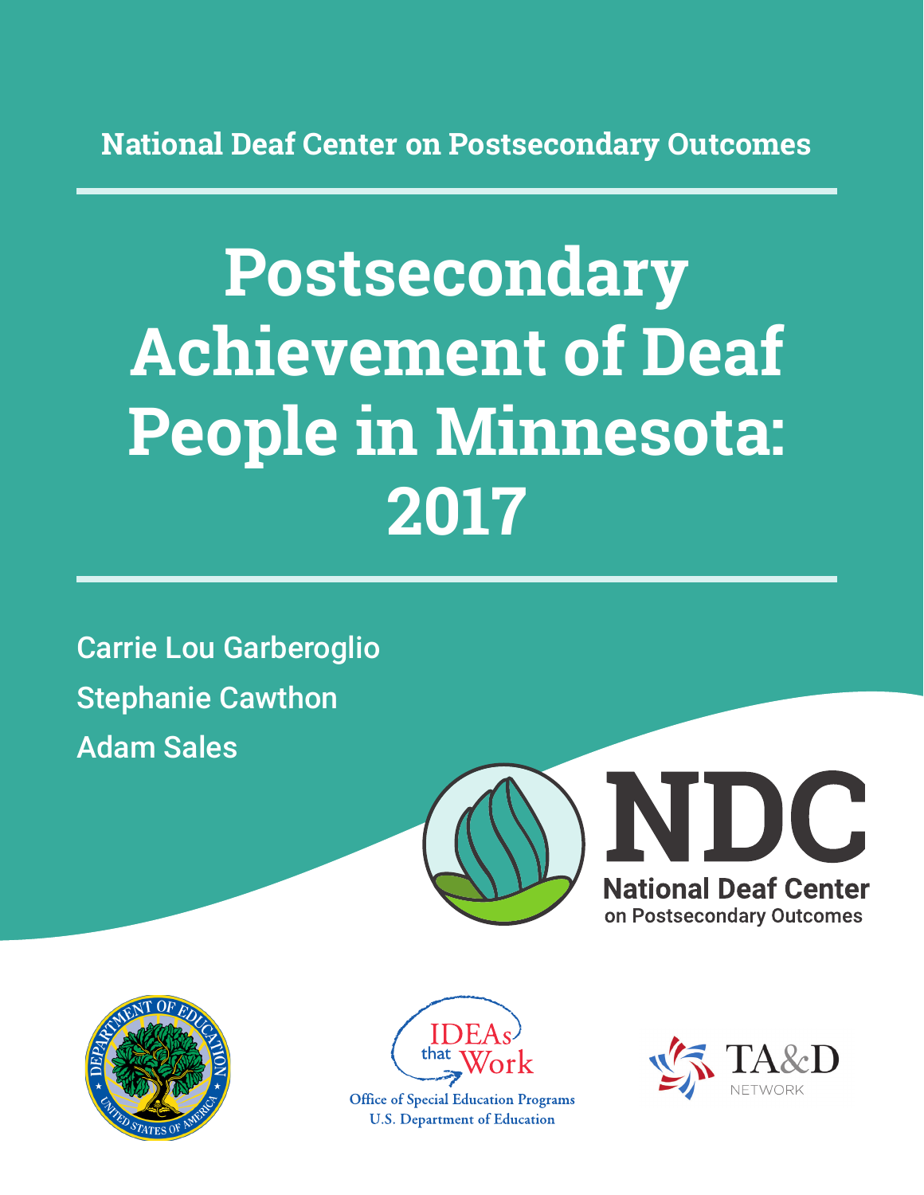National Deaf Center on Postsecondary Outcomes

# Postsecondary Achievement of Deaf People in Minnesota: 2017

Carrie Lou Garberoglio

Stephanie Cawthon

Adam Sales

NDC

National Deaf Center on Postsecondary Outcomes

IDEAs that Work

Office of Special Education Programs
U.S. Department of Education

TA&D NETWORK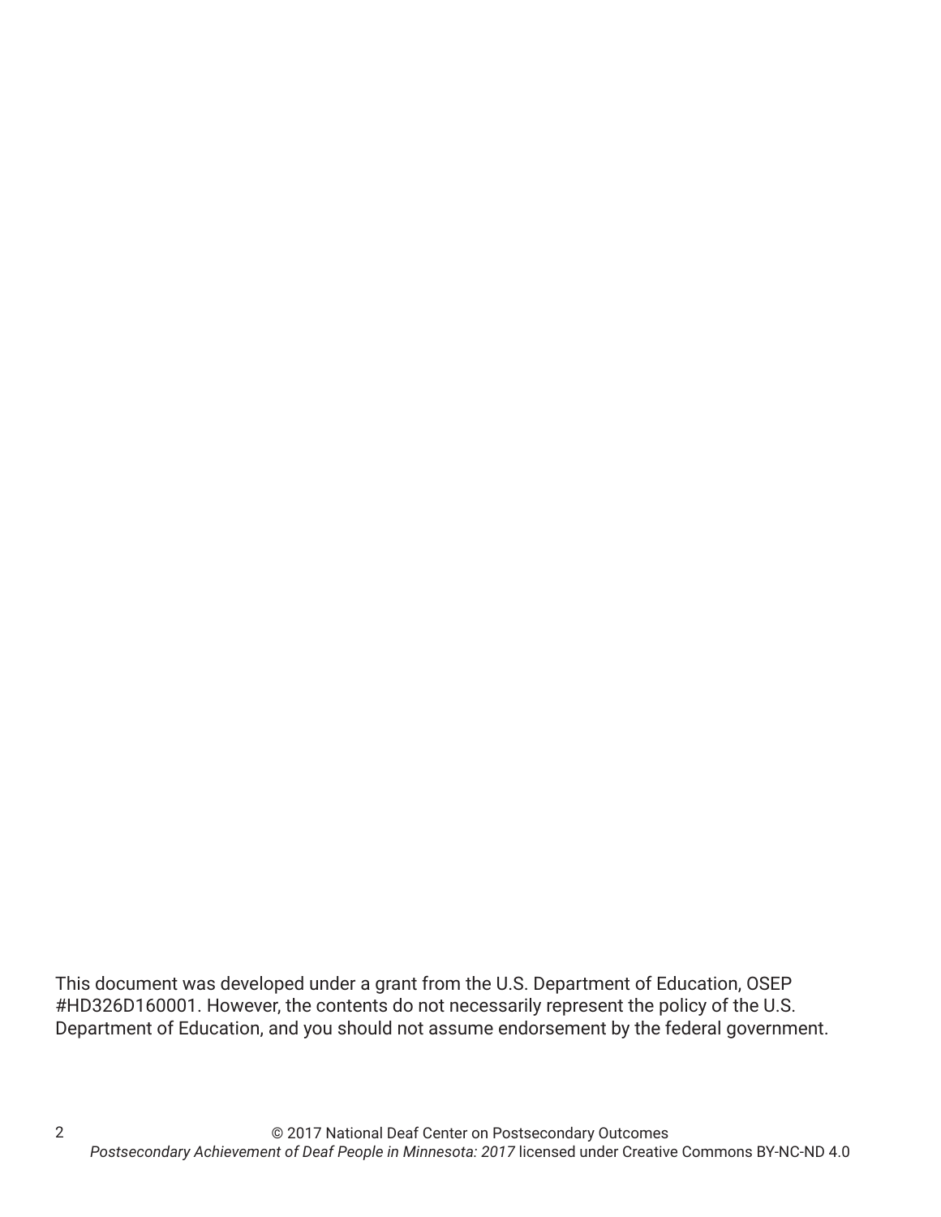This document was developed under a grant from the U.S. Department of Education, OSEP #HD326D160001. However, the contents do not necessarily represent the policy of the U.S. Department of Education, and you should not assume endorsement by the federal government.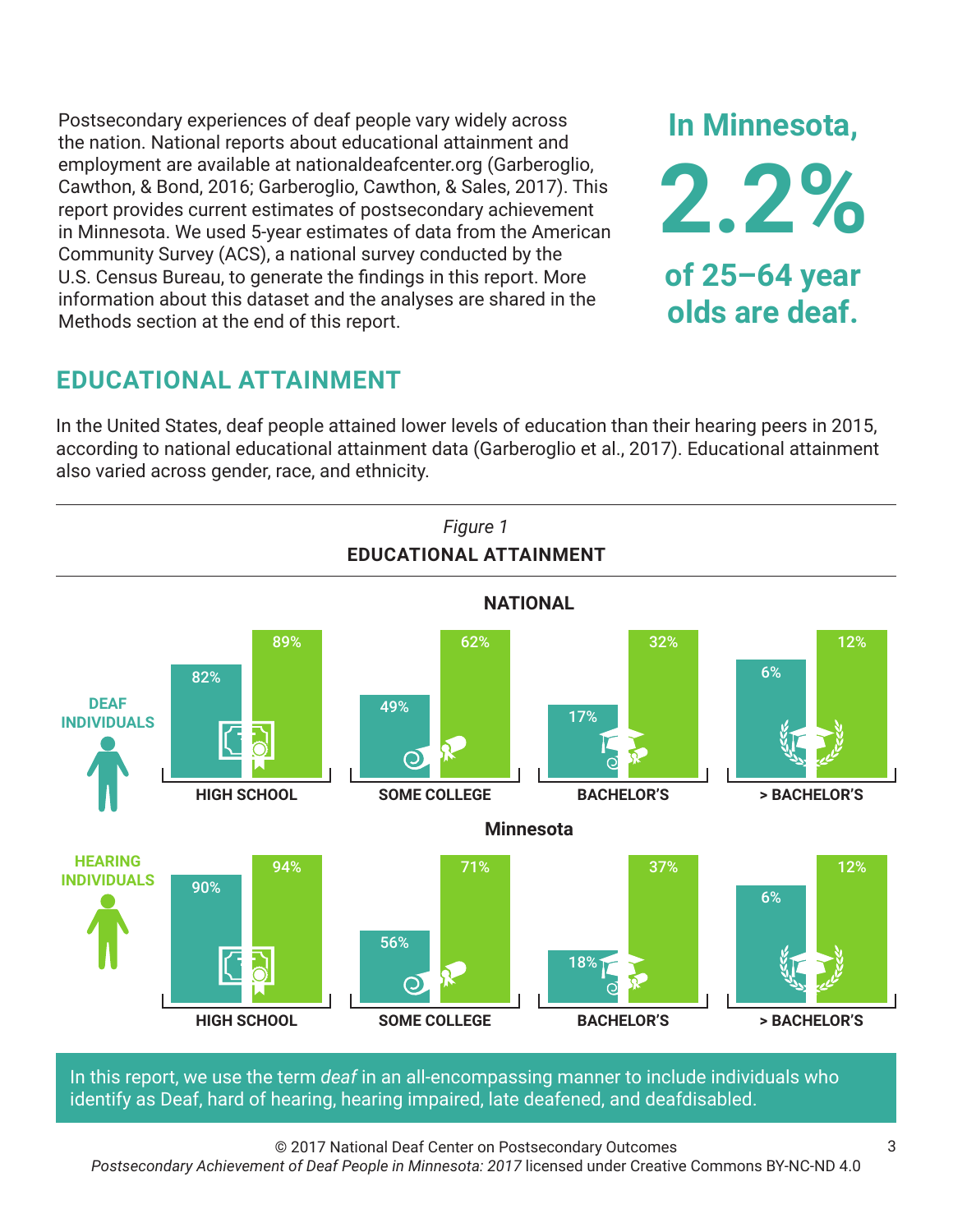Postsecondary experiences of deaf people vary widely across the nation. National reports about educational attainment and employment are available at nationaldeafcenter.org (Garberoglio, Cawthon, & Bond, 2016; Garberoglio, Cawthon, & Sales, 2017). This report provides current estimates of postsecondary achievement in Minnesota. We used 5-year estimates of data from the American Community Survey (ACS), a national survey conducted by the U.S. Census Bureau, to generate the findings in this report. More information about this dataset and the analyses are shared in the Methods section at the end of this report.

**In Minnesota, 2.2% of 25–64 year olds are deaf.**

## EDUCATIONAL ATTAINMENT

In the United States, deaf people attained lower levels of education than their hearing peers in 2015, according to national educational attainment data (Garberoglio et al., 2017). Educational attainment also varied across gender, race, and ethnicity.

*Figure 1*

**EDUCATIONAL ATTAINMENT**

**NATIONAL**

| | HIGH SCHOOL | SOME COLLEGE | BACHELOR'S | > BACHELOR'S |
|---|---|---|---|---|
| DEAF INDIVIDUALS | 82% | 49% | 17% | 6% |
| HEARING INDIVIDUALS | 89% | 62% | 32% | 12% |

**Minnesota**

| | HIGH SCHOOL | SOME COLLEGE | BACHELOR'S | > BACHELOR'S |
|---|---|---|---|---|
| DEAF INDIVIDUALS | 90% | 56% | 18% | 6% |
| HEARING INDIVIDUALS | 94% | 71% | 37% | 12% |

In this report, we use the term *deaf* in an all-encompassing manner to include individuals who identify as Deaf, hard of hearing, hearing impaired, late deafened, and deafdisabled.

© 2017 National Deaf Center on Postsecondary Outcomes
*Postsecondary Achievement of Deaf People in Minnesota: 2017* licensed under Creative Commons BY-NC-ND 4.0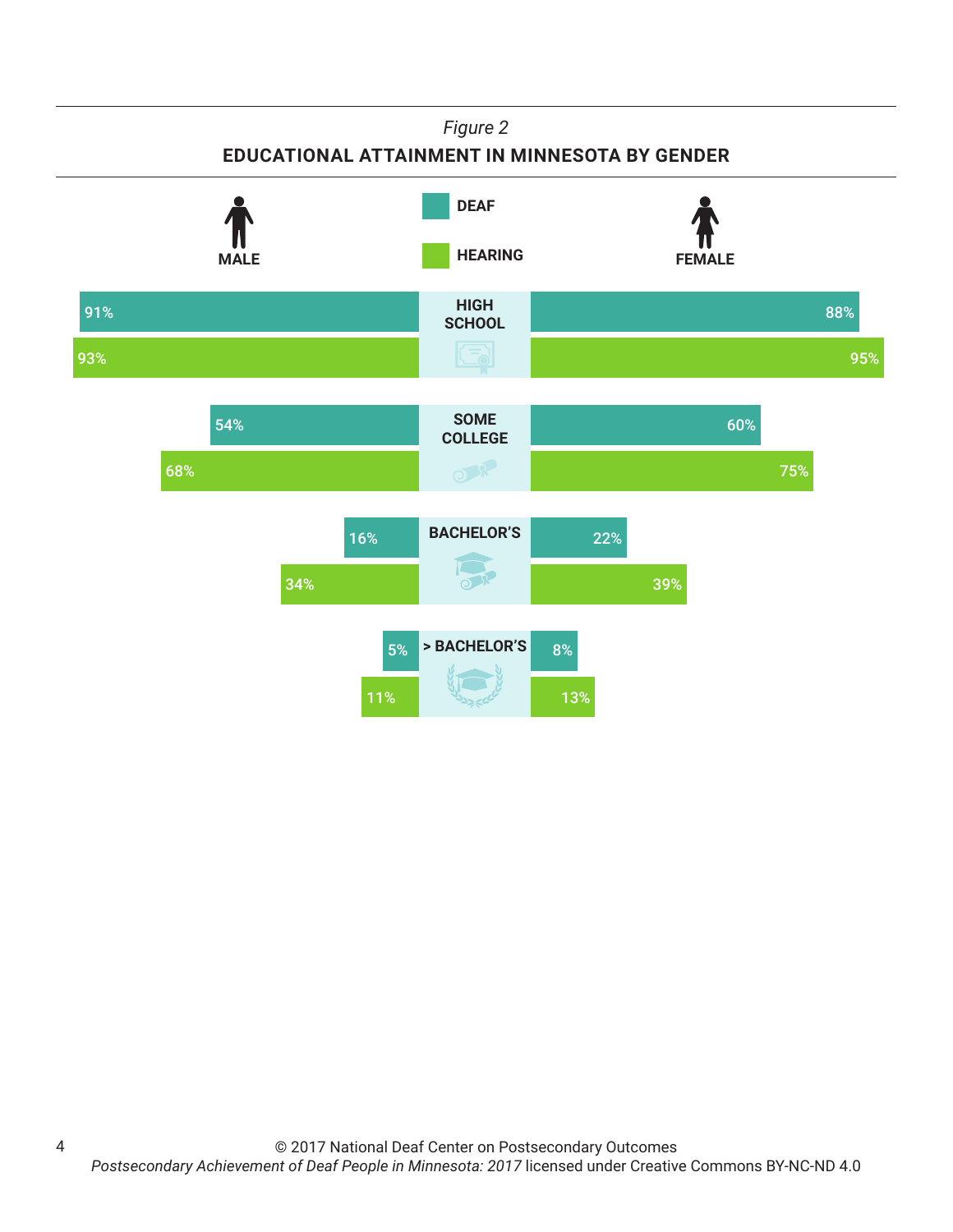*Figure 2*

**EDUCATIONAL ATTAINMENT IN MINNESOTA BY GENDER**

| | Male | Female |
|---|---|---|
| **High School** – Deaf | 91% | 88% |
| **High School** – Hearing | 93% | 95% |
| **Some College** – Deaf | 54% | 60% |
| **Some College** – Hearing | 68% | 75% |
| **Bachelor's** – Deaf | 16% | 22% |
| **Bachelor's** – Hearing | 34% | 39% |
| **> Bachelor's** – Deaf | 5% | 8% |
| **> Bachelor's** – Hearing | 11% | 13% |

© 2017 National Deaf Center on Postsecondary Outcomes
*Postsecondary Achievement of Deaf People in Minnesota: 2017* licensed under Creative Commons BY-NC-ND 4.0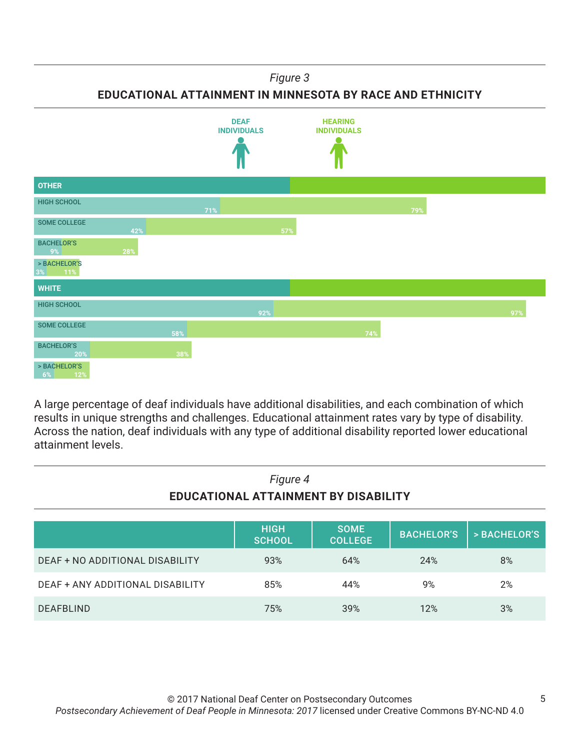*Figure 3*

**EDUCATIONAL ATTAINMENT IN MINNESOTA BY RACE AND ETHNICITY**

| | DEAF INDIVIDUALS | HEARING INDIVIDUALS |
|---|---|---|
| **OTHER** | | |
| HIGH SCHOOL | 71% | 79% |
| SOME COLLEGE | 42% | 57% |
| BACHELOR'S | 9% | 28% |
| > BACHELOR'S | 3% | 11% |
| **WHITE** | | |
| HIGH SCHOOL | 92% | 97% |
| SOME COLLEGE | 58% | 74% |
| BACHELOR'S | 20% | 38% |
| > BACHELOR'S | 6% | 12% |

A large percentage of deaf individuals have additional disabilities, and each combination of which results in unique strengths and challenges. Educational attainment rates vary by type of disability. Across the nation, deaf individuals with any type of additional disability reported lower educational attainment levels.

*Figure 4*

**EDUCATIONAL ATTAINMENT BY DISABILITY**

| | HIGH SCHOOL | SOME COLLEGE | BACHELOR'S | > BACHELOR'S |
|---|---|---|---|---|
| DEAF + NO ADDITIONAL DISABILITY | 93% | 64% | 24% | 8% |
| DEAF + ANY ADDITIONAL DISABILITY | 85% | 44% | 9% | 2% |
| DEAFBLIND | 75% | 39% | 12% | 3% |

© 2017 National Deaf Center on Postsecondary Outcomes
*Postsecondary Achievement of Deaf People in Minnesota: 2017* licensed under Creative Commons BY-NC-ND 4.0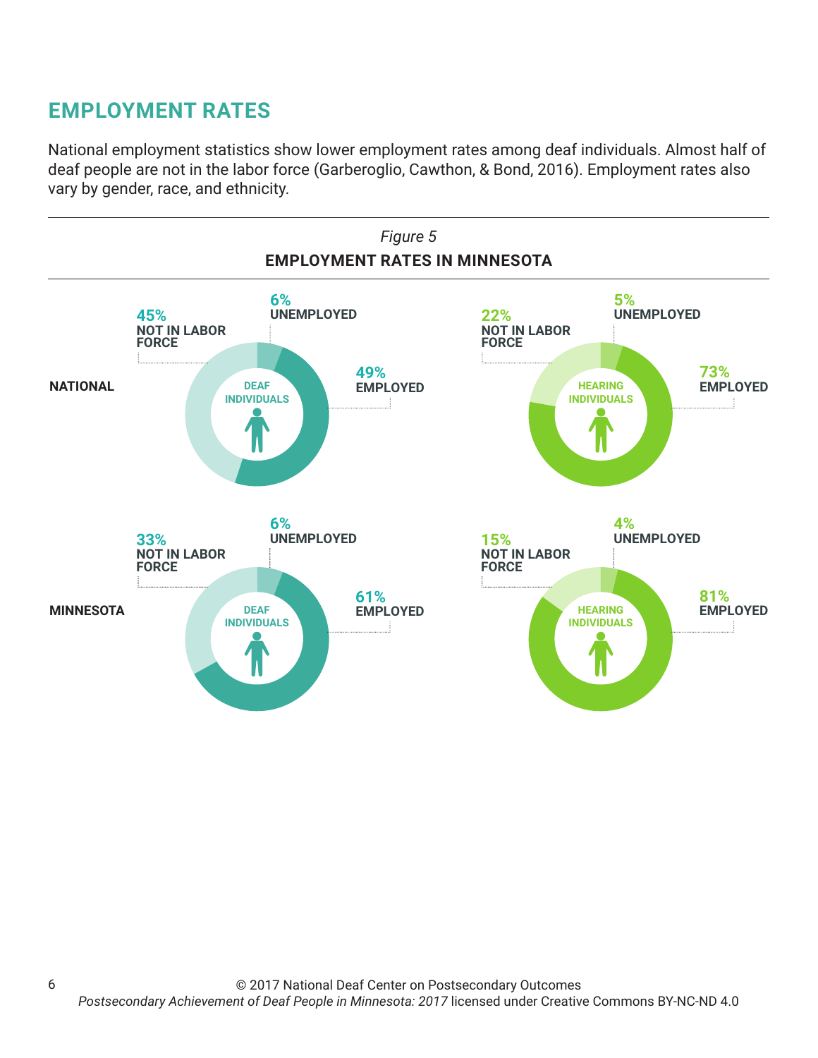## EMPLOYMENT RATES

National employment statistics show lower employment rates among deaf individuals. Almost half of deaf people are not in the labor force (Garberoglio, Cawthon, & Bond, 2016). Employment rates also vary by gender, race, and ethnicity.

*Figure 5*

**EMPLOYMENT RATES IN MINNESOTA**

| | Deaf Individuals | | | Hearing Individuals | | |
|---|---|---|---|---|---|---|
| | Employed | Unemployed | Not in Labor Force | Employed | Unemployed | Not in Labor Force |
| **NATIONAL** | 49% | 6% | 45% | 73% | 5% | 22% |
| **MINNESOTA** | 61% | 6% | 33% | 81% | 4% | 15% |

© 2017 National Deaf Center on Postsecondary Outcomes
*Postsecondary Achievement of Deaf People in Minnesota: 2017* licensed under Creative Commons BY-NC-ND 4.0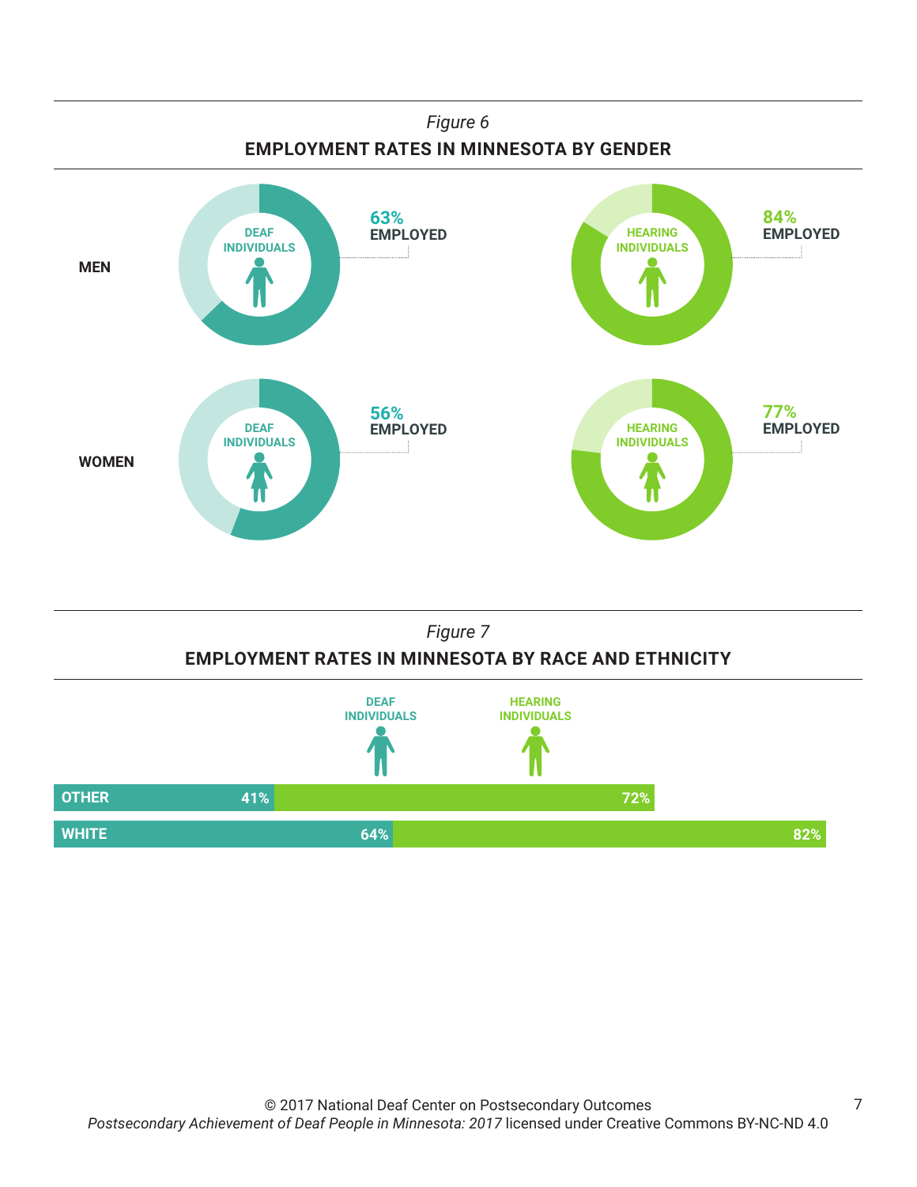*Figure 6*

**EMPLOYMENT RATES IN MINNESOTA BY GENDER**

| | DEAF INDIVIDUALS | HEARING INDIVIDUALS |
|---|---|---|
| MEN | 63% EMPLOYED | 84% EMPLOYED |
| WOMEN | 56% EMPLOYED | 77% EMPLOYED |

*Figure 7*

**EMPLOYMENT RATES IN MINNESOTA BY RACE AND ETHNICITY**

| | DEAF INDIVIDUALS | HEARING INDIVIDUALS |
|---|---|---|
| OTHER | 41% | 72% |
| WHITE | 64% | 82% |

© 2017 National Deaf Center on Postsecondary Outcomes
*Postsecondary Achievement of Deaf People in Minnesota: 2017* licensed under Creative Commons BY-NC-ND 4.0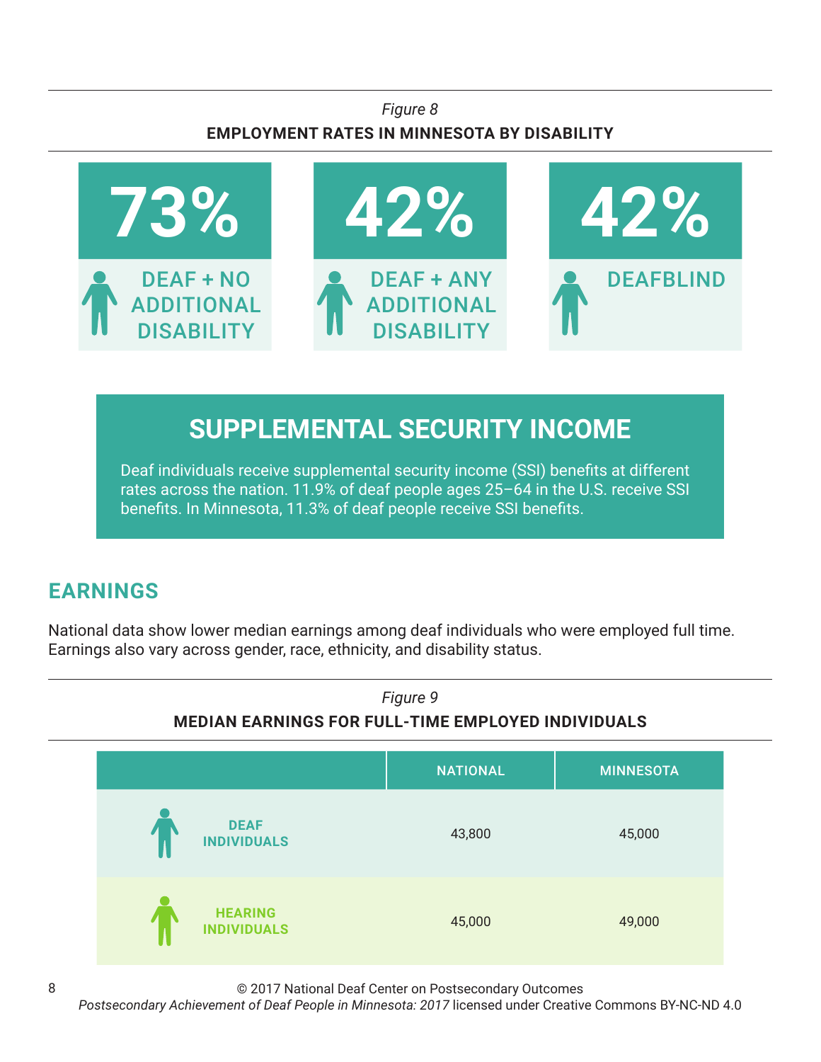*Figure 8*

**EMPLOYMENT RATES IN MINNESOTA BY DISABILITY**

| 73% | 42% | 42% |
|---|---|---|
| DEAF + NO ADDITIONAL DISABILITY | DEAF + ANY ADDITIONAL DISABILITY | DEAFBLIND |

## SUPPLEMENTAL SECURITY INCOME

Deaf individuals receive supplemental security income (SSI) benefits at different rates across the nation. 11.9% of deaf people ages 25–64 in the U.S. receive SSI benefits. In Minnesota, 11.3% of deaf people receive SSI benefits.

## EARNINGS

National data show lower median earnings among deaf individuals who were employed full time. Earnings also vary across gender, race, ethnicity, and disability status.

*Figure 9*

**MEDIAN EARNINGS FOR FULL-TIME EMPLOYED INDIVIDUALS**

| | NATIONAL | MINNESOTA |
|---|---|---|
| DEAF INDIVIDUALS | 43,800 | 45,000 |
| HEARING INDIVIDUALS | 45,000 | 49,000 |

© 2017 National Deaf Center on Postsecondary Outcomes
*Postsecondary Achievement of Deaf People in Minnesota: 2017* licensed under Creative Commons BY-NC-ND 4.0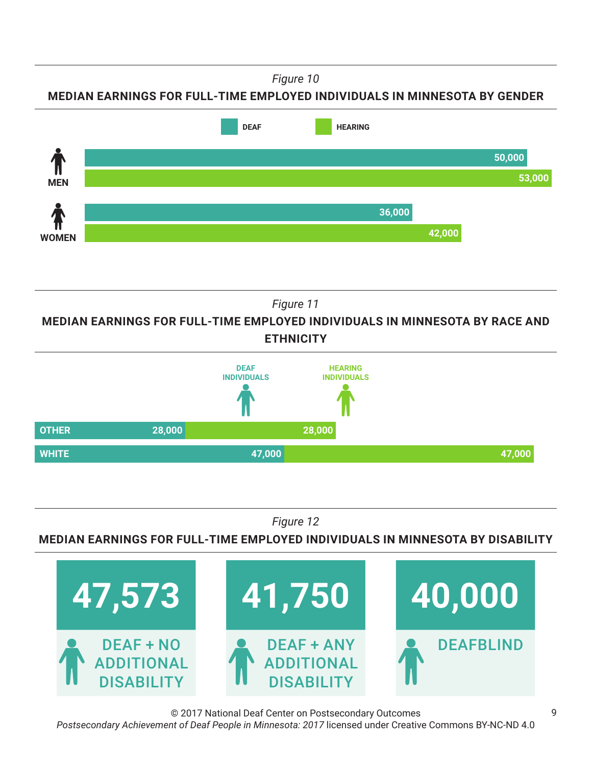*Figure 10*

**MEDIAN EARNINGS FOR FULL-TIME EMPLOYED INDIVIDUALS IN MINNESOTA BY GENDER**

| | DEAF | HEARING |
|---|---|---|
| MEN | 50,000 | 53,000 |
| WOMEN | 36,000 | 42,000 |

*Figure 11*

**MEDIAN EARNINGS FOR FULL-TIME EMPLOYED INDIVIDUALS IN MINNESOTA BY RACE AND ETHNICITY**

| | DEAF INDIVIDUALS | HEARING INDIVIDUALS |
|---|---|---|
| OTHER | 28,000 | 28,000 |
| WHITE | 47,000 | 47,000 |

*Figure 12*

**MEDIAN EARNINGS FOR FULL-TIME EMPLOYED INDIVIDUALS IN MINNESOTA BY DISABILITY**

| DEAF + NO ADDITIONAL DISABILITY | DEAF + ANY ADDITIONAL DISABILITY | DEAFBLIND |
|---|---|---|
| 47,573 | 41,750 | 40,000 |

© 2017 National Deaf Center on Postsecondary Outcomes
*Postsecondary Achievement of Deaf People in Minnesota: 2017* licensed under Creative Commons BY-NC-ND 4.0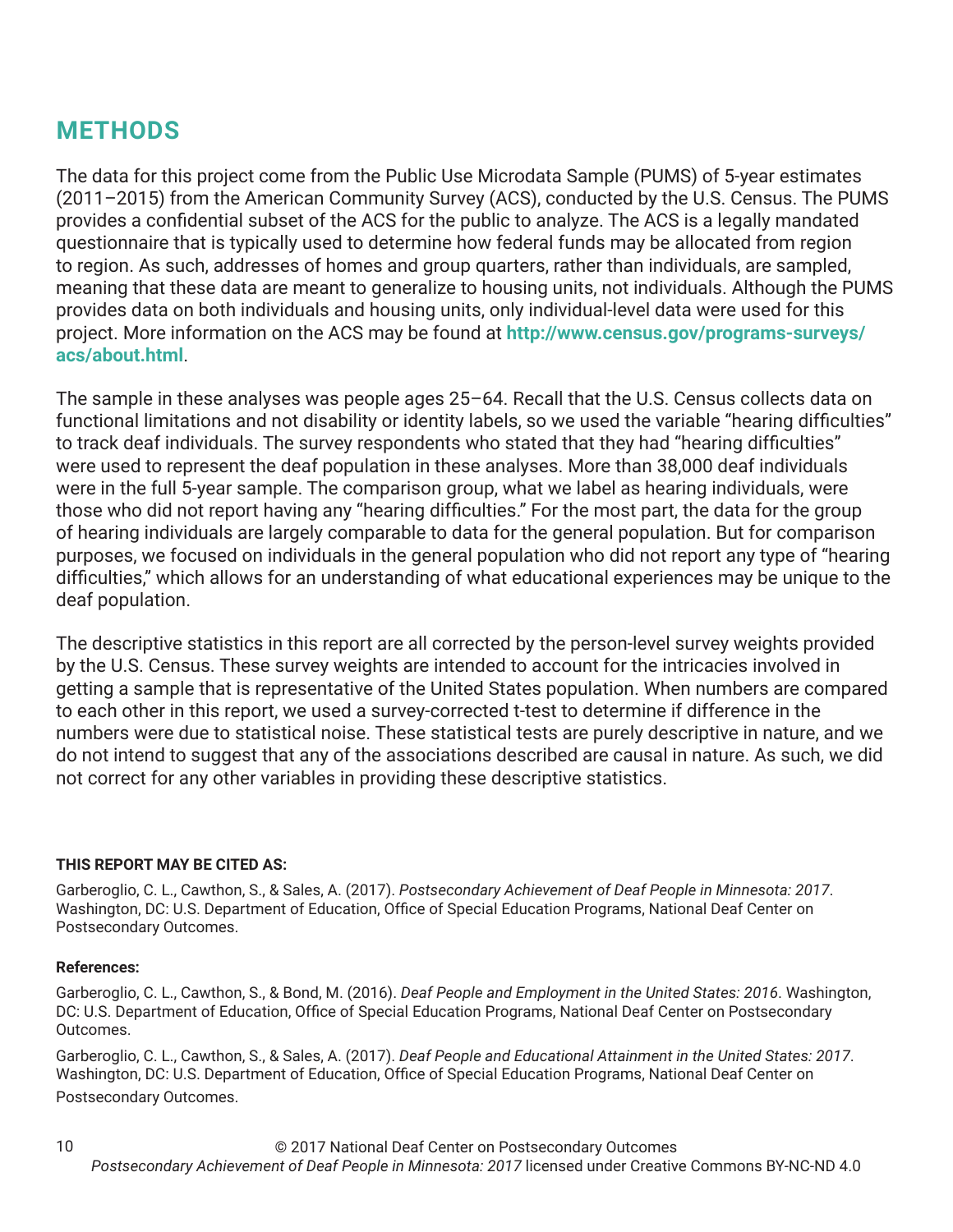## METHODS

The data for this project come from the Public Use Microdata Sample (PUMS) of 5-year estimates (2011–2015) from the American Community Survey (ACS), conducted by the U.S. Census. The PUMS provides a confidential subset of the ACS for the public to analyze. The ACS is a legally mandated questionnaire that is typically used to determine how federal funds may be allocated from region to region. As such, addresses of homes and group quarters, rather than individuals, are sampled, meaning that these data are meant to generalize to housing units, not individuals. Although the PUMS provides data on both individuals and housing units, only individual-level data were used for this project. More information on the ACS may be found at **http://www.census.gov/programs-surveys/acs/about.html**.

The sample in these analyses was people ages 25–64. Recall that the U.S. Census collects data on functional limitations and not disability or identity labels, so we used the variable "hearing difficulties" to track deaf individuals. The survey respondents who stated that they had "hearing difficulties" were used to represent the deaf population in these analyses. More than 38,000 deaf individuals were in the full 5-year sample. The comparison group, what we label as hearing individuals, were those who did not report having any "hearing difficulties." For the most part, the data for the group of hearing individuals are largely comparable to data for the general population. But for comparison purposes, we focused on individuals in the general population who did not report any type of "hearing difficulties," which allows for an understanding of what educational experiences may be unique to the deaf population.

The descriptive statistics in this report are all corrected by the person-level survey weights provided by the U.S. Census. These survey weights are intended to account for the intricacies involved in getting a sample that is representative of the United States population. When numbers are compared to each other in this report, we used a survey-corrected t-test to determine if difference in the numbers were due to statistical noise. These statistical tests are purely descriptive in nature, and we do not intend to suggest that any of the associations described are causal in nature. As such, we did not correct for any other variables in providing these descriptive statistics.

**THIS REPORT MAY BE CITED AS:**

Garberoglio, C. L., Cawthon, S., & Sales, A. (2017). *Postsecondary Achievement of Deaf People in Minnesota: 2017*. Washington, DC: U.S. Department of Education, Office of Special Education Programs, National Deaf Center on Postsecondary Outcomes.

**References:**

Garberoglio, C. L., Cawthon, S., & Bond, M. (2016). *Deaf People and Employment in the United States: 2016*. Washington, DC: U.S. Department of Education, Office of Special Education Programs, National Deaf Center on Postsecondary Outcomes.

Garberoglio, C. L., Cawthon, S., & Sales, A. (2017). *Deaf People and Educational Attainment in the United States: 2017*. Washington, DC: U.S. Department of Education, Office of Special Education Programs, National Deaf Center on Postsecondary Outcomes.

© 2017 National Deaf Center on Postsecondary Outcomes
*Postsecondary Achievement of Deaf People in Minnesota: 2017* licensed under Creative Commons BY-NC-ND 4.0